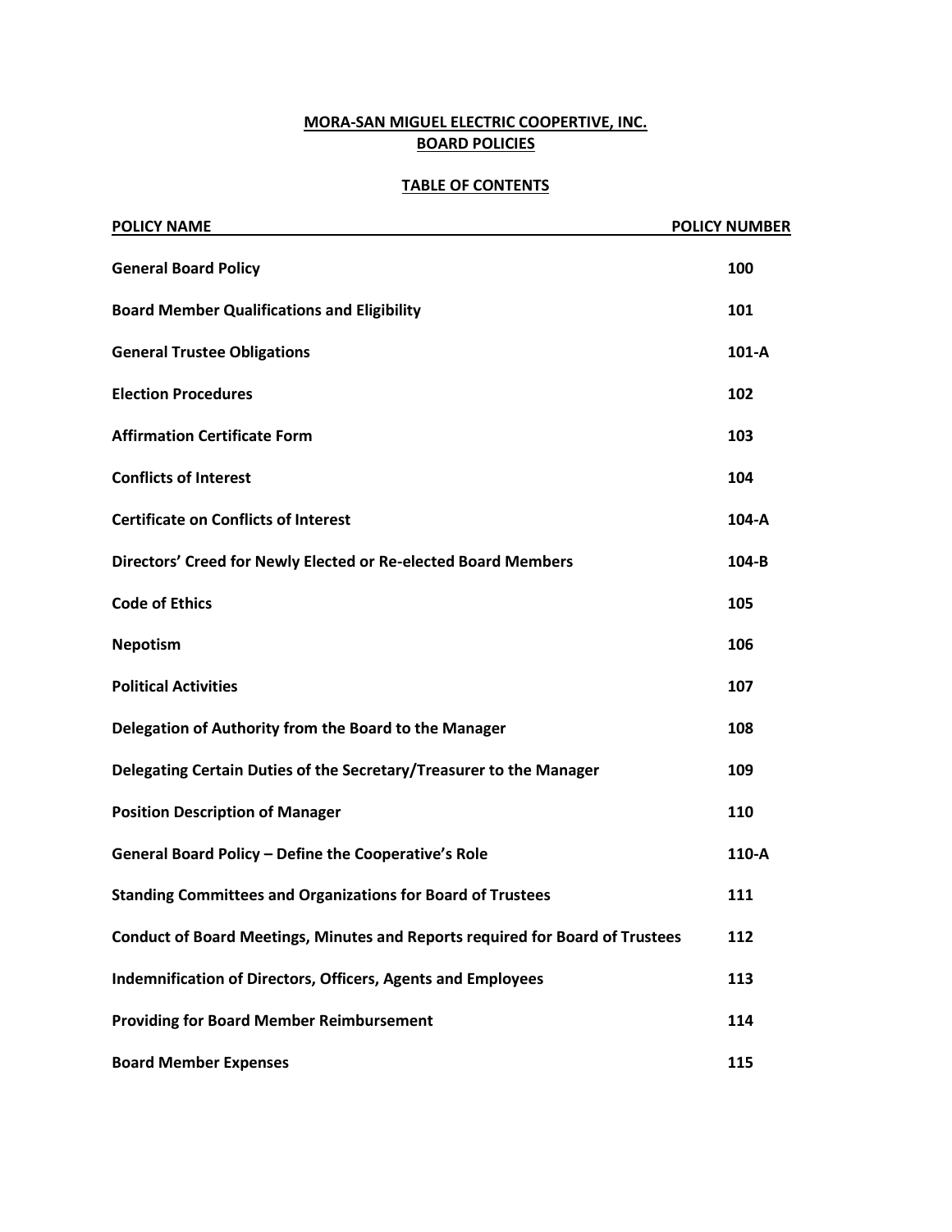# MORA-SAN MIGUEL ELECTRIC COOPERTIVE, INC.
## BOARD POLICIES

### TABLE OF CONTENTS

| POLICY NAME | POLICY NUMBER |
|---|---|
| **General Board Policy** | **100** |
| **Board Member Qualifications and Eligibility** | **101** |
| **General Trustee Obligations** | **101-A** |
| **Election Procedures** | **102** |
| **Affirmation Certificate Form** | **103** |
| **Conflicts of Interest** | **104** |
| **Certificate on Conflicts of Interest** | **104-A** |
| **Directors' Creed for Newly Elected or Re-elected Board Members** | **104-B** |
| **Code of Ethics** | **105** |
| **Nepotism** | **106** |
| **Political Activities** | **107** |
| **Delegation of Authority from the Board to the Manager** | **108** |
| **Delegating Certain Duties of the Secretary/Treasurer to the Manager** | **109** |
| **Position Description of Manager** | **110** |
| **General Board Policy – Define the Cooperative's Role** | **110-A** |
| **Standing Committees and Organizations for Board of Trustees** | **111** |
| **Conduct of Board Meetings, Minutes and Reports required for Board of Trustees** | **112** |
| **Indemnification of Directors, Officers, Agents and Employees** | **113** |
| **Providing for Board Member Reimbursement** | **114** |
| **Board Member Expenses** | **115** |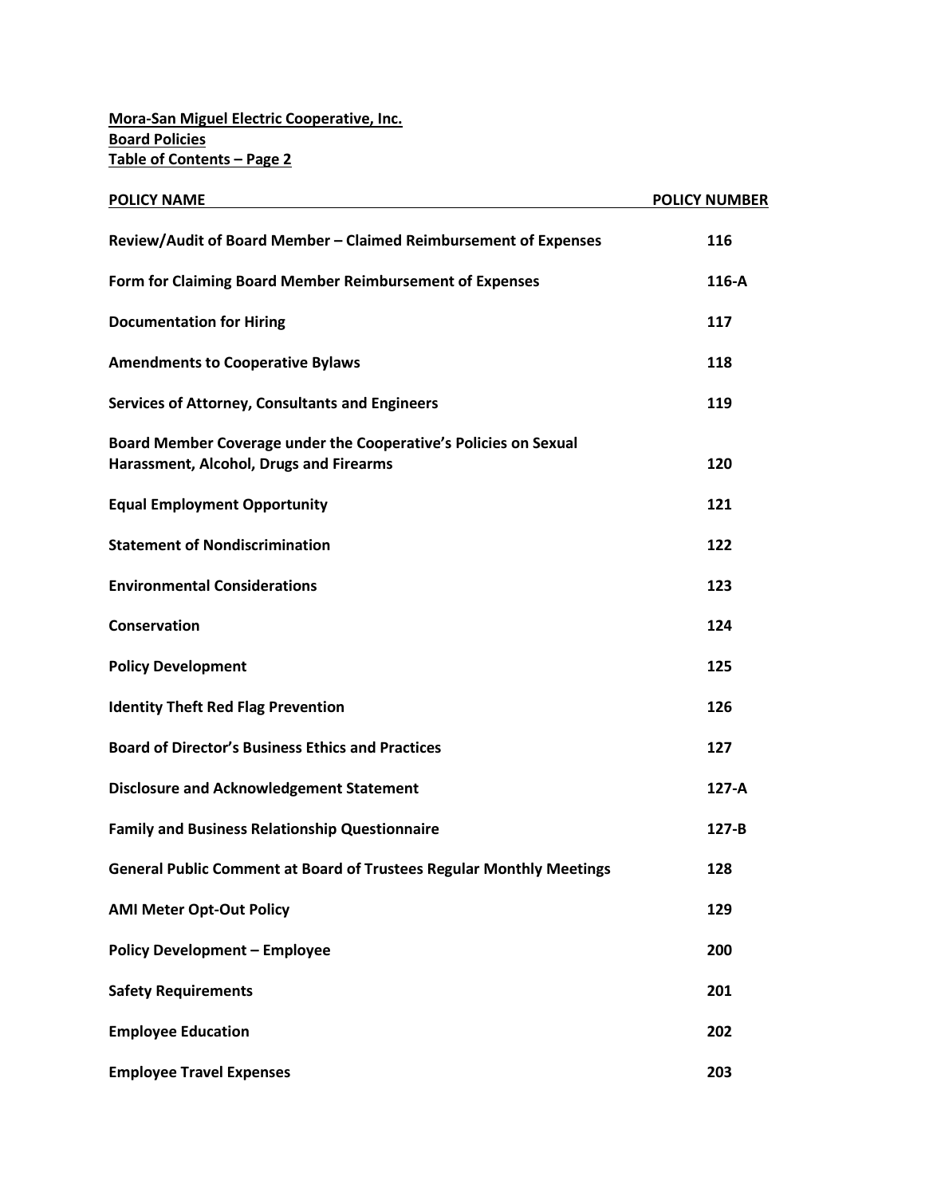**Mora-San Miguel Electric Cooperative, Inc.**
**Board Policies**
**Table of Contents – Page 2**

| POLICY NAME | POLICY NUMBER |
|---|---|
| Review/Audit of Board Member – Claimed Reimbursement of Expenses | 116 |
| Form for Claiming Board Member Reimbursement of Expenses | 116-A |
| Documentation for Hiring | 117 |
| Amendments to Cooperative Bylaws | 118 |
| Services of Attorney, Consultants and Engineers | 119 |
| Board Member Coverage under the Cooperative's Policies on Sexual Harassment, Alcohol, Drugs and Firearms | 120 |
| Equal Employment Opportunity | 121 |
| Statement of Nondiscrimination | 122 |
| Environmental Considerations | 123 |
| Conservation | 124 |
| Policy Development | 125 |
| Identity Theft Red Flag Prevention | 126 |
| Board of Director's Business Ethics and Practices | 127 |
| Disclosure and Acknowledgement Statement | 127-A |
| Family and Business Relationship Questionnaire | 127-B |
| General Public Comment at Board of Trustees Regular Monthly Meetings | 128 |
| AMI Meter Opt-Out Policy | 129 |
| Policy Development – Employee | 200 |
| Safety Requirements | 201 |
| Employee Education | 202 |
| Employee Travel Expenses | 203 |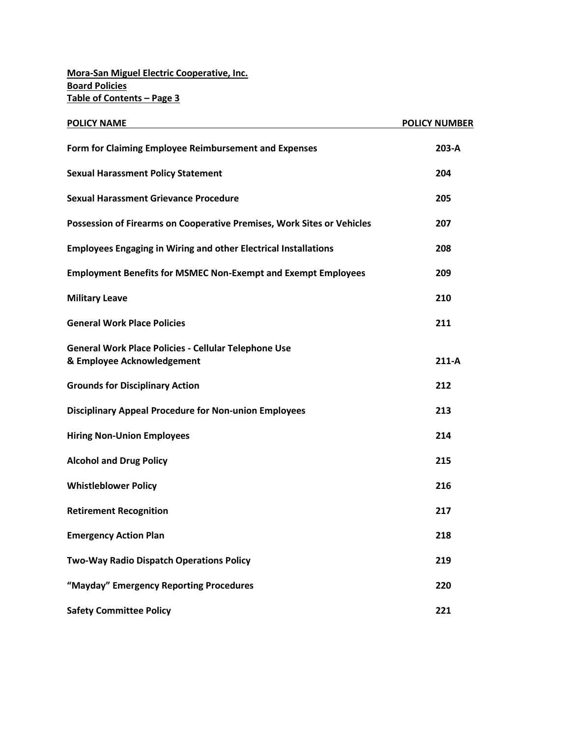**Mora-San Miguel Electric Cooperative, Inc.**
**Board Policies**
**Table of Contents – Page 3**

| POLICY NAME | POLICY NUMBER |
| --- | --- |
| **Form for Claiming Employee Reimbursement and Expenses** | **203-A** |
| **Sexual Harassment Policy Statement** | **204** |
| **Sexual Harassment Grievance Procedure** | **205** |
| **Possession of Firearms on Cooperative Premises, Work Sites or Vehicles** | **207** |
| **Employees Engaging in Wiring and other Electrical Installations** | **208** |
| **Employment Benefits for MSMEC Non-Exempt and Exempt Employees** | **209** |
| **Military Leave** | **210** |
| **General Work Place Policies** | **211** |
| **General Work Place Policies - Cellular Telephone Use & Employee Acknowledgement** | **211-A** |
| **Grounds for Disciplinary Action** | **212** |
| **Disciplinary Appeal Procedure for Non-union Employees** | **213** |
| **Hiring Non-Union Employees** | **214** |
| **Alcohol and Drug Policy** | **215** |
| **Whistleblower Policy** | **216** |
| **Retirement Recognition** | **217** |
| **Emergency Action Plan** | **218** |
| **Two-Way Radio Dispatch Operations Policy** | **219** |
| **"Mayday" Emergency Reporting Procedures** | **220** |
| **Safety Committee Policy** | **221** |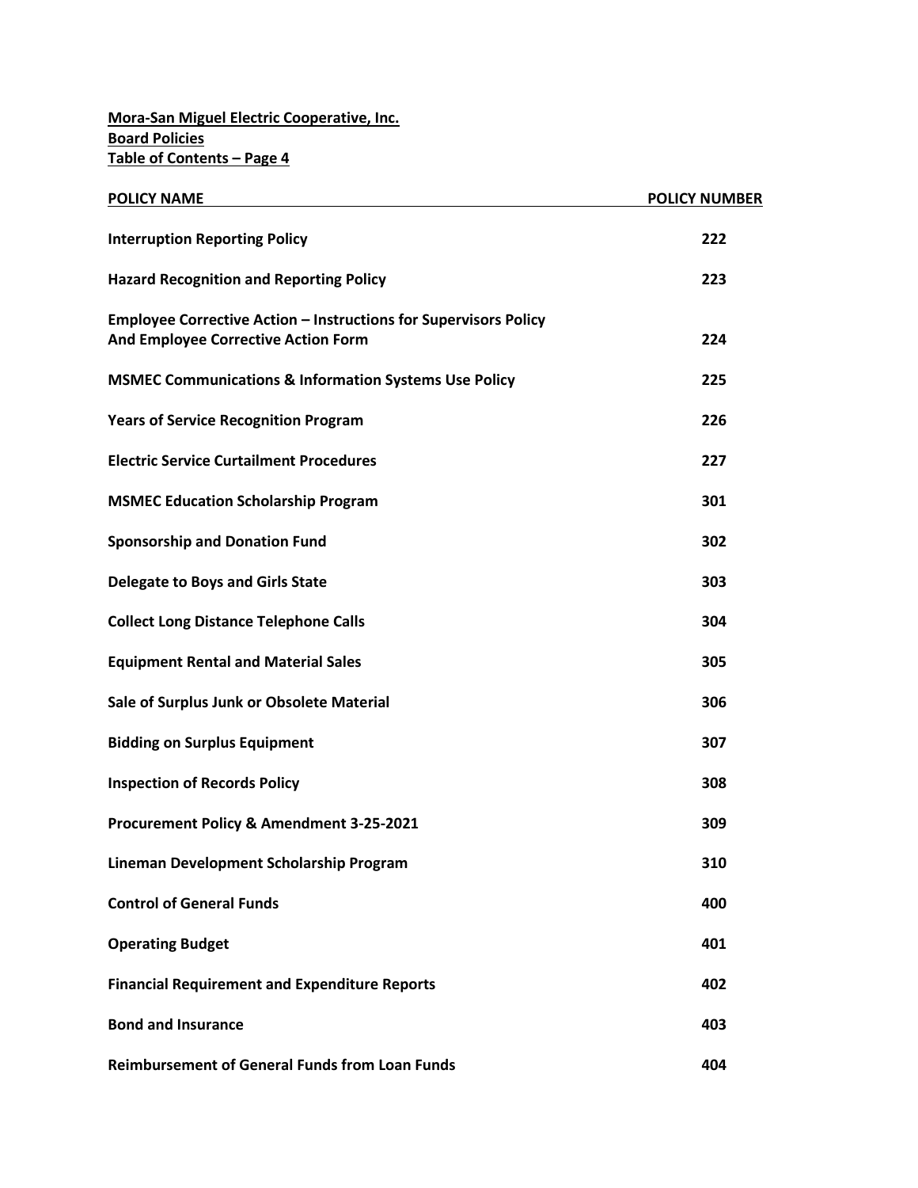**Mora-San Miguel Electric Cooperative, Inc.**
**Board Policies**
**Table of Contents – Page 4**

| POLICY NAME | POLICY NUMBER |
|---|---|
| **Interruption Reporting Policy** | **222** |
| **Hazard Recognition and Reporting Policy** | **223** |
| **Employee Corrective Action – Instructions for Supervisors Policy And Employee Corrective Action Form** | **224** |
| **MSMEC Communications & Information Systems Use Policy** | **225** |
| **Years of Service Recognition Program** | **226** |
| **Electric Service Curtailment Procedures** | **227** |
| **MSMEC Education Scholarship Program** | **301** |
| **Sponsorship and Donation Fund** | **302** |
| **Delegate to Boys and Girls State** | **303** |
| **Collect Long Distance Telephone Calls** | **304** |
| **Equipment Rental and Material Sales** | **305** |
| **Sale of Surplus Junk or Obsolete Material** | **306** |
| **Bidding on Surplus Equipment** | **307** |
| **Inspection of Records Policy** | **308** |
| **Procurement Policy & Amendment 3-25-2021** | **309** |
| **Lineman Development Scholarship Program** | **310** |
| **Control of General Funds** | **400** |
| **Operating Budget** | **401** |
| **Financial Requirement and Expenditure Reports** | **402** |
| **Bond and Insurance** | **403** |
| **Reimbursement of General Funds from Loan Funds** | **404** |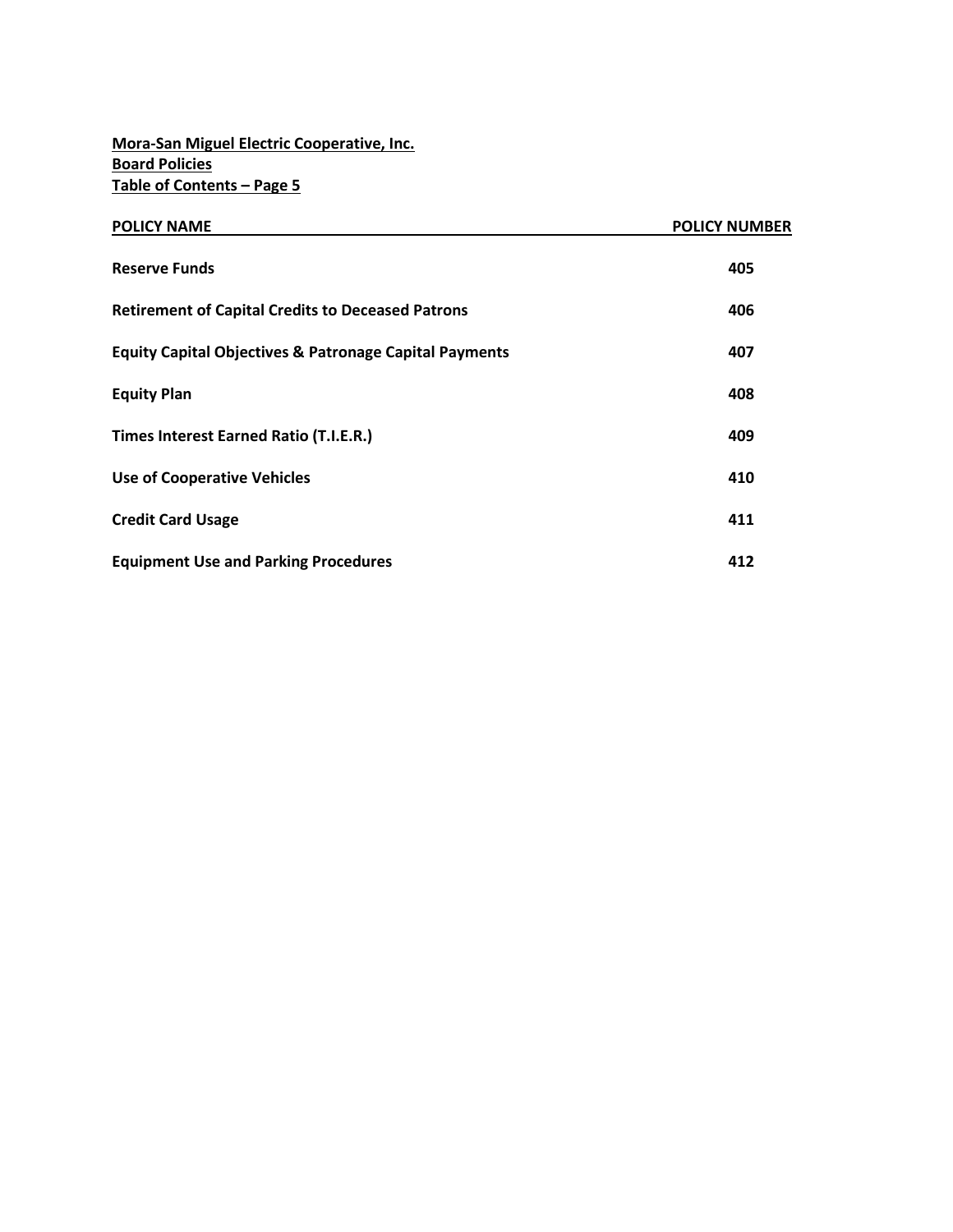**Mora-San Miguel Electric Cooperative, Inc.**
**Board Policies**
**Table of Contents – Page 5**

| POLICY NAME | POLICY NUMBER |
|---|---|
| **Reserve Funds** | **405** |
| **Retirement of Capital Credits to Deceased Patrons** | **406** |
| **Equity Capital Objectives & Patronage Capital Payments** | **407** |
| **Equity Plan** | **408** |
| **Times Interest Earned Ratio (T.I.E.R.)** | **409** |
| **Use of Cooperative Vehicles** | **410** |
| **Credit Card Usage** | **411** |
| **Equipment Use and Parking Procedures** | **412** |